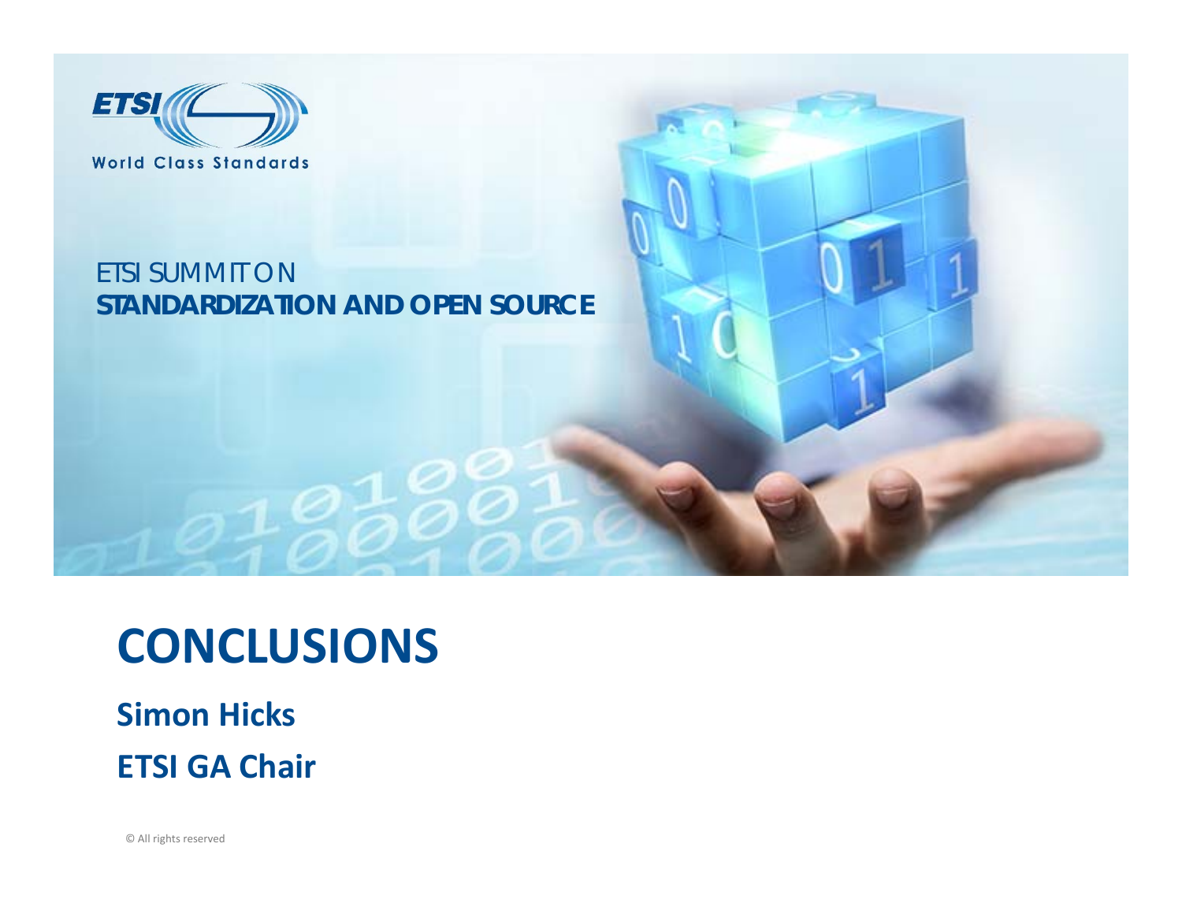ETSI

World Class Standards

ETSI SUMMIT ON
**STANDARDIZATION AND OPEN SOURCE**

# CONCLUSIONS

**Simon Hicks**

**ETSI GA Chair**

© All rights reserved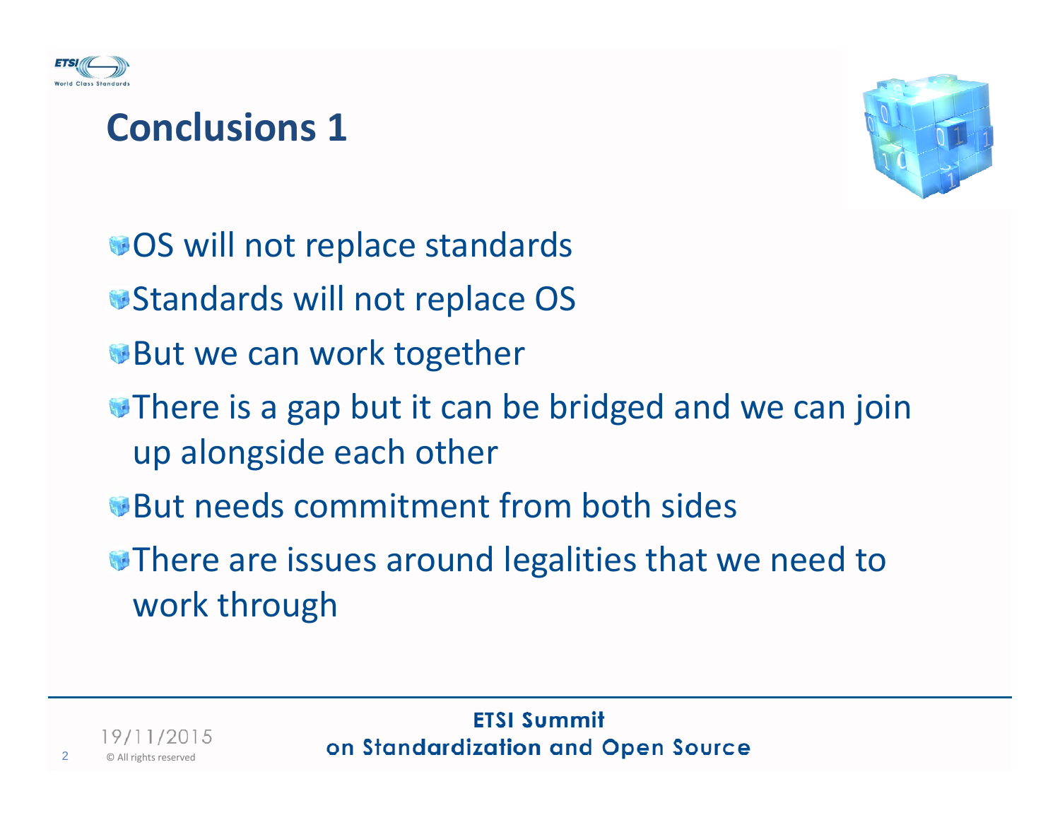# Conclusions 1

- OS will not replace standards
- Standards will not replace OS
- But we can work together
- There is a gap but it can be bridged and we can join up alongside each other
- But needs commitment from both sides
- There are issues around legalities that we need to work through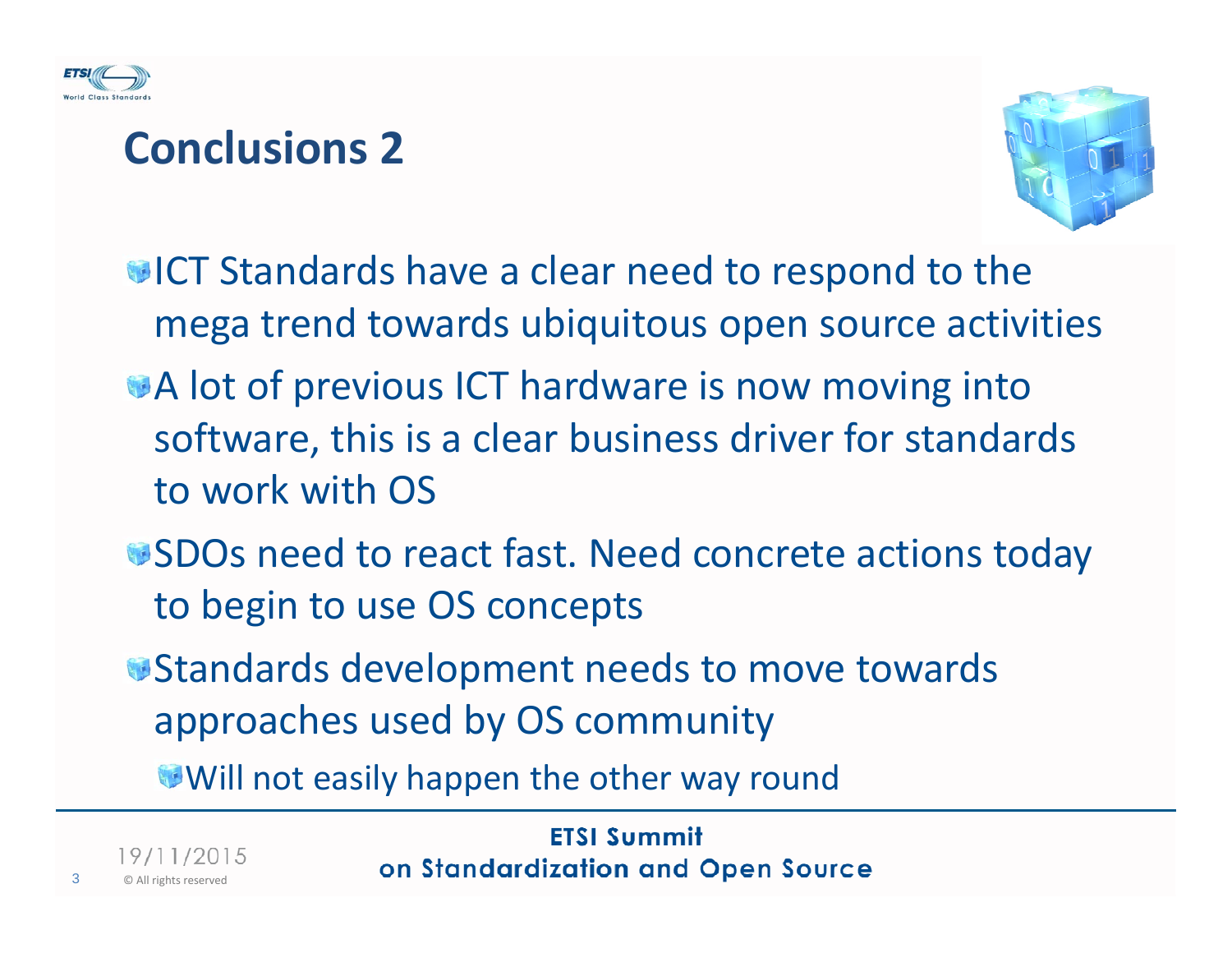# Conclusions 2

- ICT Standards have a clear need to respond to the mega trend towards ubiquitous open source activities
- A lot of previous ICT hardware is now moving into software, this is a clear business driver for standards to work with OS
- SDOs need to react fast. Need concrete actions today to begin to use OS concepts
- Standards development needs to move towards approaches used by OS community
  - Will not easily happen the other way round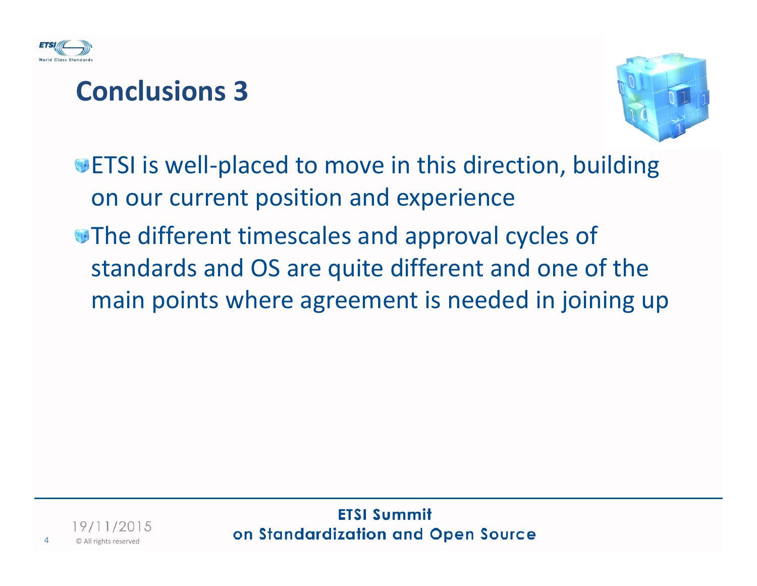# Conclusions 3

- ETSI is well-placed to move in this direction, building on our current position and experience
- The different timescales and approval cycles of standards and OS are quite different and one of the main points where agreement is needed in joining up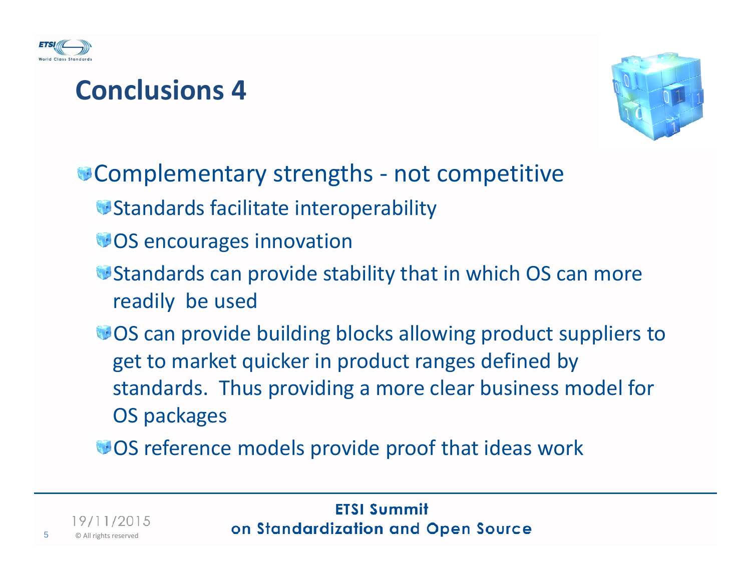# Conclusions 4

- Complementary strengths - not competitive
  - Standards facilitate interoperability
  - OS encourages innovation
  - Standards can provide stability that in which OS can more readily be used
  - OS can provide building blocks allowing product suppliers to get to market quicker in product ranges defined by standards. Thus providing a more clear business model for OS packages
  - OS reference models provide proof that ideas work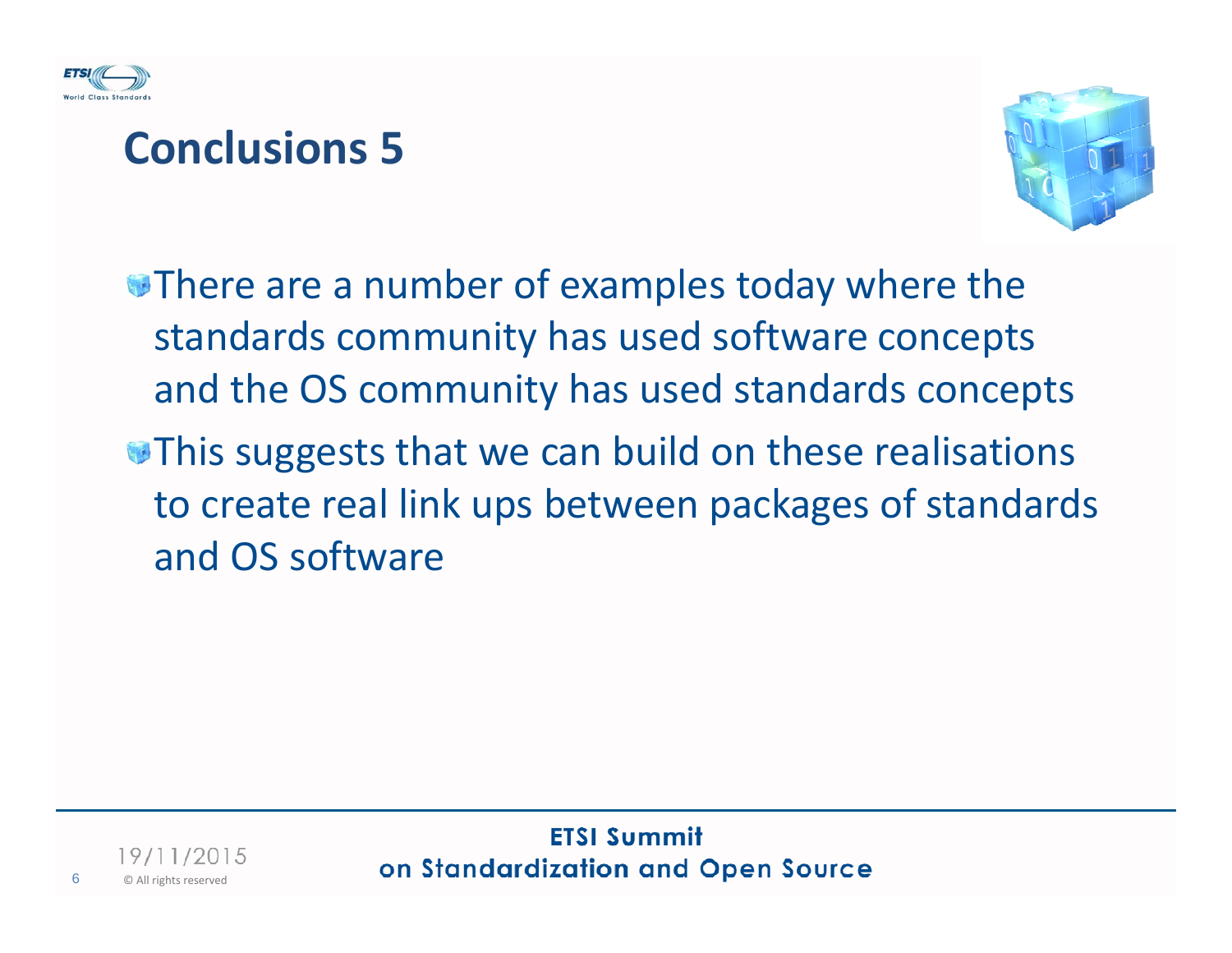# Conclusions 5

- There are a number of examples today where the standards community has used software concepts and the OS community has used standards concepts
- This suggests that we can build on these realisations to create real link ups between packages of standards and OS software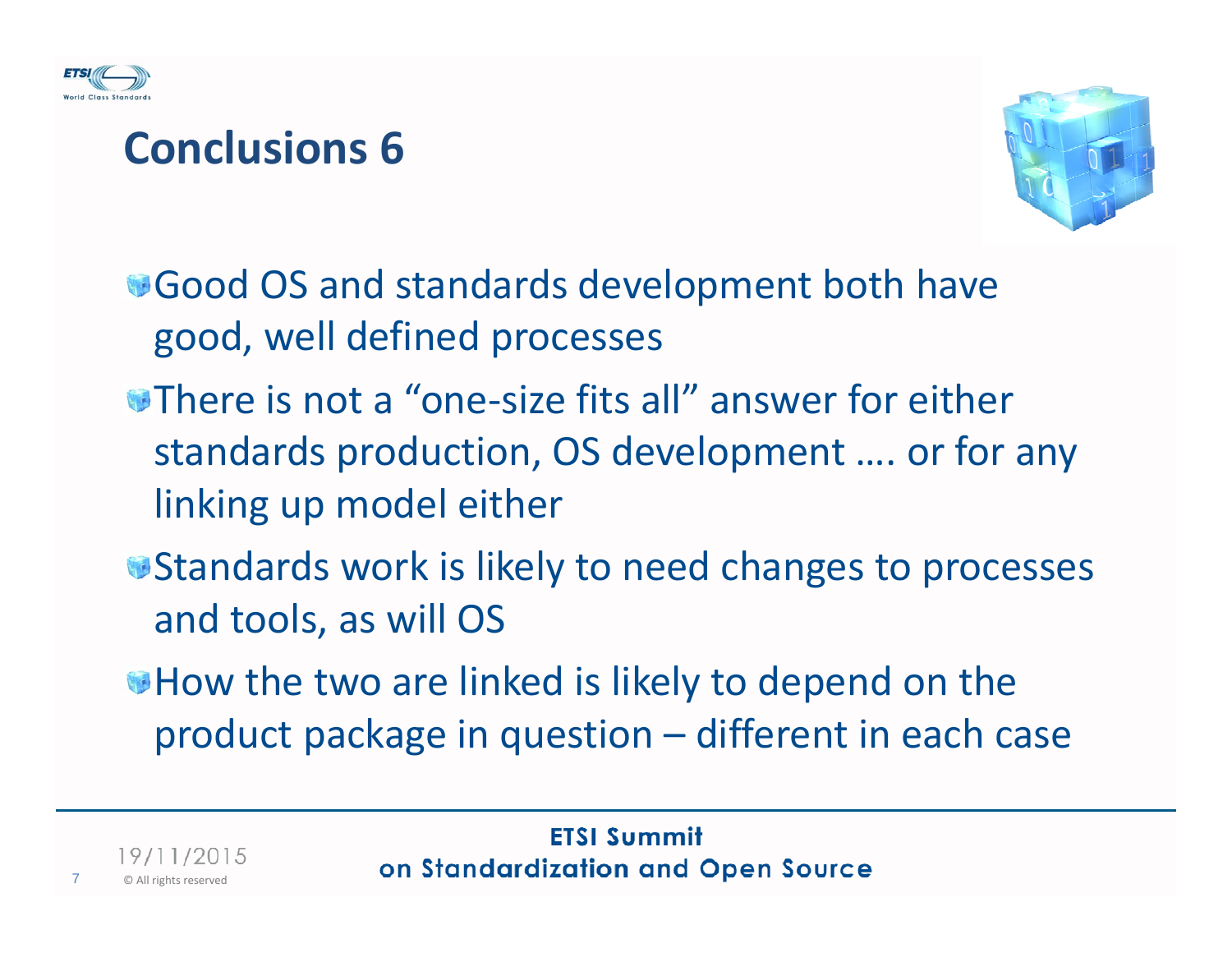# Conclusions 6

- Good OS and standards development both have good, well defined processes
- There is not a "one-size fits all" answer for either standards production, OS development …. or for any linking up model either
- Standards work is likely to need changes to processes and tools, as will OS
- How the two are linked is likely to depend on the product package in question – different in each case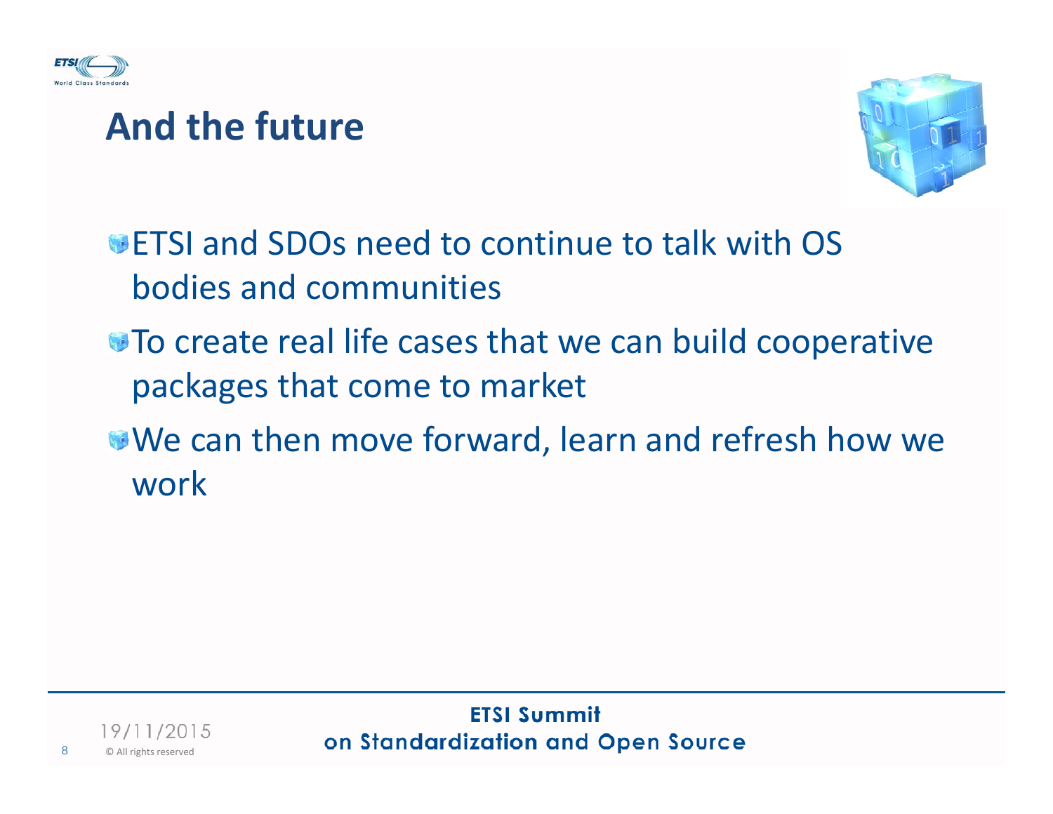# And the future

- ETSI and SDOs need to continue to talk with OS bodies and communities
- To create real life cases that we can build cooperative packages that come to market
- We can then move forward, learn and refresh how we work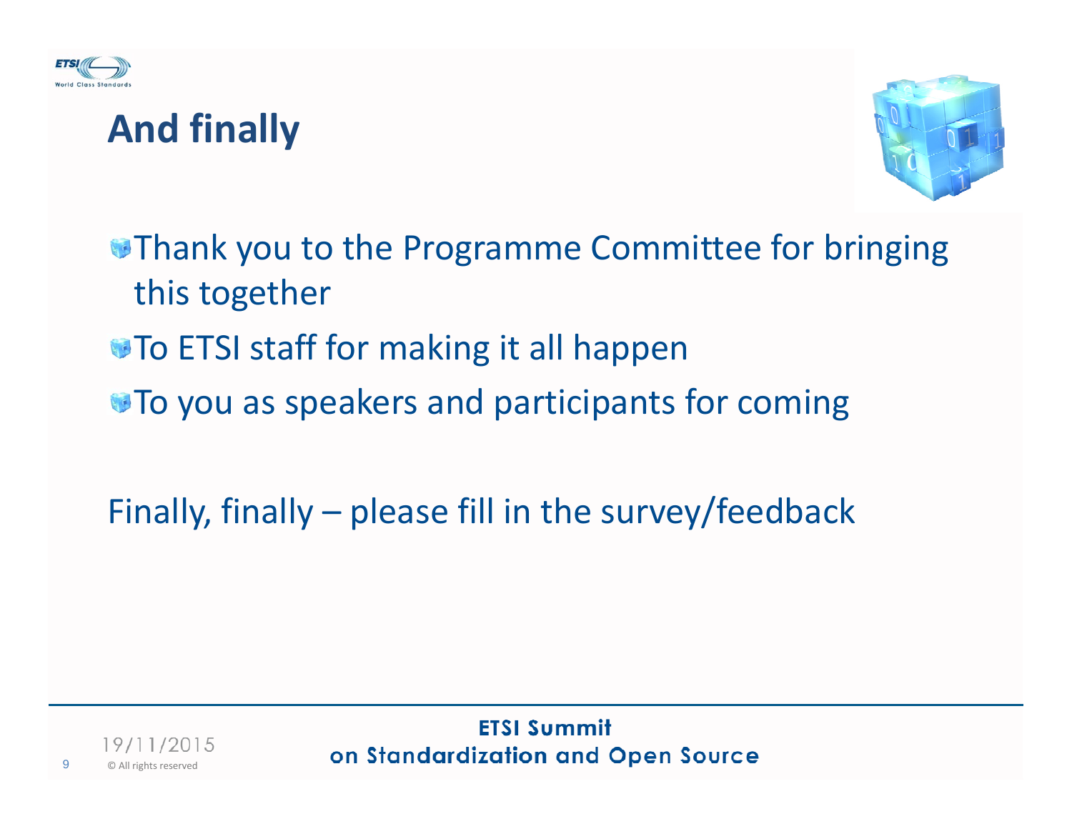# And finally

- Thank you to the Programme Committee for bringing this together
- To ETSI staff for making it all happen
- To you as speakers and participants for coming

Finally, finally – please fill in the survey/feedback